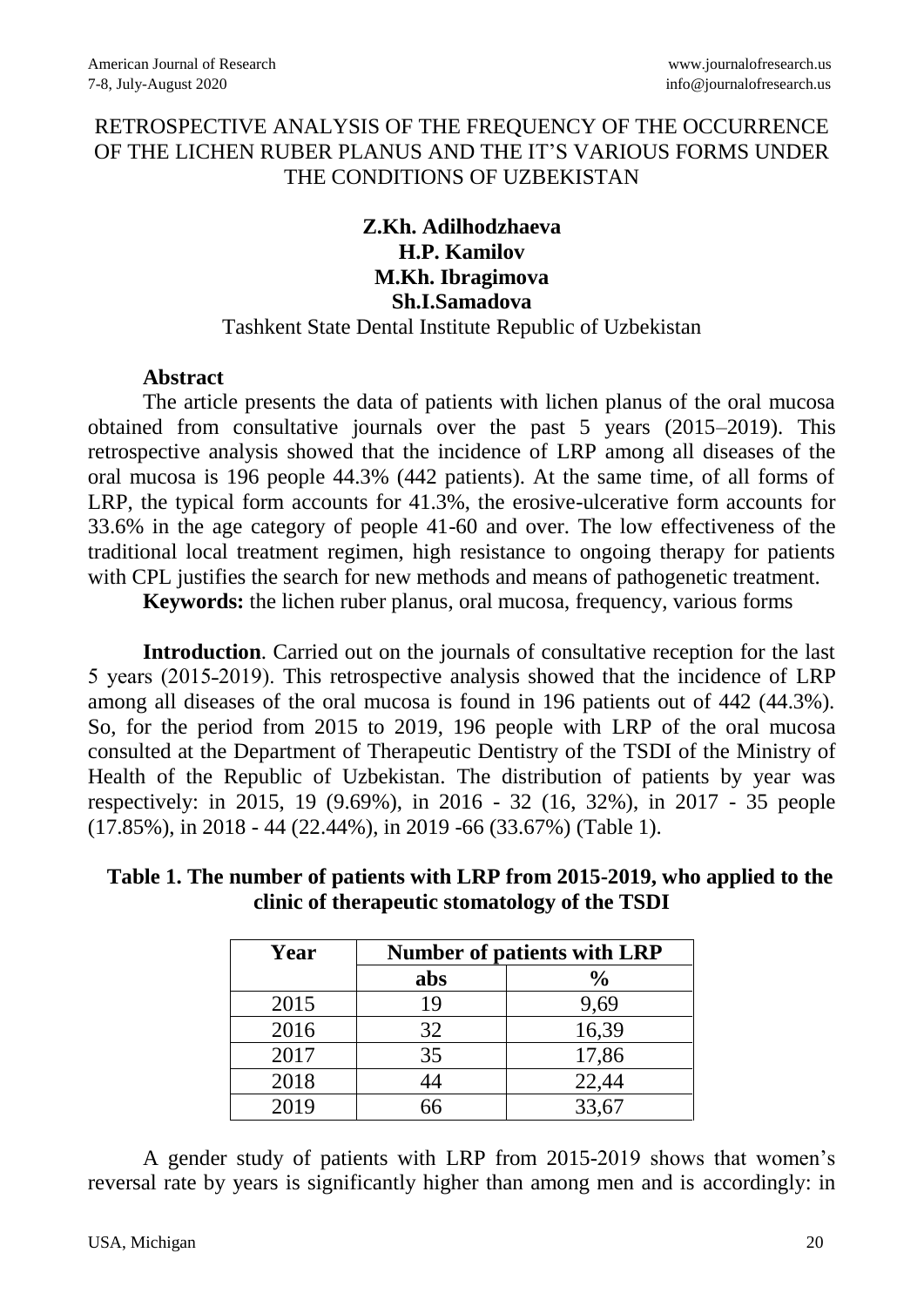# RETROSPECTIVE ANALYSIS OF THE FREQUENCY OF THE OCCURRENCE OF THE LICHEN RUBER PLANUS AND THE IT'S VARIOUS FORMS UNDER THE CONDITIONS OF UZBEKISTAN

**Z.Kh. Adilhodzhaeva**
**H.P. Kamilov**
**M.Kh. Ibragimova**
**Sh.I.Samadova**

Tashkent State Dental Institute Republic of Uzbekistan

**Abstract**

The article presents the data of patients with lichen planus of the oral mucosa obtained from consultative journals over the past 5 years (2015–2019). This retrospective analysis showed that the incidence of LRP among all diseases of the oral mucosa is 196 people 44.3% (442 patients). At the same time, of all forms of LRP, the typical form accounts for 41.3%, the erosive-ulcerative form accounts for 33.6% in the age category of people 41-60 and over. The low effectiveness of the traditional local treatment regimen, high resistance to ongoing therapy for patients with CPL justifies the search for new methods and means of pathogenetic treatment.

**Keywords:** the lichen ruber planus, oral mucosa, frequency, various forms

**Introduction**. Carried out on the journals of consultative reception for the last 5 years (2015-2019). This retrospective analysis showed that the incidence of LRP among all diseases of the oral mucosa is found in 196 patients out of 442 (44.3%). So, for the period from 2015 to 2019, 196 people with LRP of the oral mucosa consulted at the Department of Therapeutic Dentistry of the TSDI of the Ministry of Health of the Republic of Uzbekistan. The distribution of patients by year was respectively: in 2015, 19 (9.69%), in 2016 - 32 (16, 32%), in 2017 - 35 people (17.85%), in 2018 - 44 (22.44%), in 2019 -66 (33.67%) (Table 1).

**Table 1. The number of patients with LRP from 2015-2019, who applied to the clinic of therapeutic stomatology of the TSDI**

| Year | Number of patients with LRP | |
|---|---|---|
| | abs | % |
| 2015 | 19 | 9,69 |
| 2016 | 32 | 16,39 |
| 2017 | 35 | 17,86 |
| 2018 | 44 | 22,44 |
| 2019 | 66 | 33,67 |

A gender study of patients with LRP from 2015-2019 shows that women's reversal rate by years is significantly higher than among men and is accordingly: in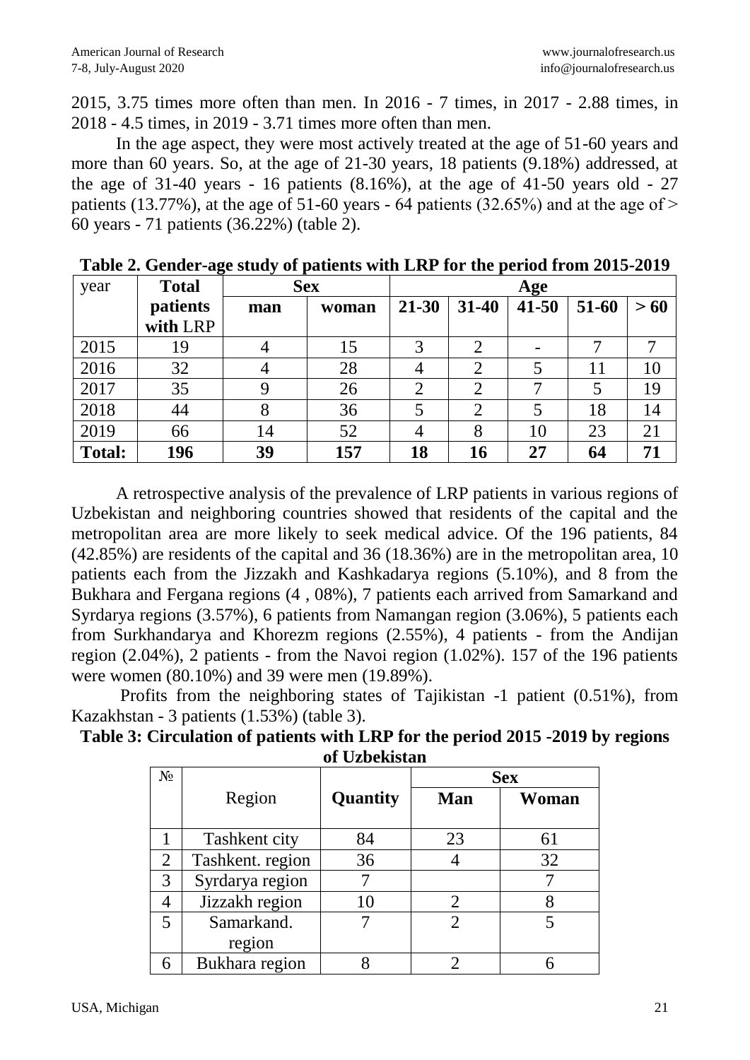2015, 3.75 times more often than men. In 2016 - 7 times, in 2017 - 2.88 times, in 2018 - 4.5 times, in 2019 - 3.71 times more often than men.

In the age aspect, they were most actively treated at the age of 51-60 years and more than 60 years. So, at the age of 21-30 years, 18 patients (9.18%) addressed, at the age of 31-40 years - 16 patients (8.16%), at the age of 41-50 years old - 27 patients (13.77%), at the age of 51-60 years - 64 patients (32.65%) and at the age of > 60 years - 71 patients (36.22%) (table 2).

**Table 2. Gender-age study of patients with LRP for the period from 2015-2019**

| year | Total patients with LRP | Sex | | Age | | | | |
|---|---|---|---|---|---|---|---|---|
| | | man | woman | 21-30 | 31-40 | 41-50 | 51-60 | > 60 |
| 2015 | 19 | 4 | 15 | 3 | 2 | - | 7 | 7 |
| 2016 | 32 | 4 | 28 | 4 | 2 | 5 | 11 | 10 |
| 2017 | 35 | 9 | 26 | 2 | 2 | 7 | 5 | 19 |
| 2018 | 44 | 8 | 36 | 5 | 2 | 5 | 18 | 14 |
| 2019 | 66 | 14 | 52 | 4 | 8 | 10 | 23 | 21 |
| **Total:** | **196** | **39** | **157** | **18** | **16** | **27** | **64** | **71** |

A retrospective analysis of the prevalence of LRP patients in various regions of Uzbekistan and neighboring countries showed that residents of the capital and the metropolitan area are more likely to seek medical advice. Of the 196 patients, 84 (42.85%) are residents of the capital and 36 (18.36%) are in the metropolitan area, 10 patients each from the Jizzakh and Kashkadarya regions (5.10%), and 8 from the Bukhara and Fergana regions (4 , 08%), 7 patients each arrived from Samarkand and Syrdarya regions (3.57%), 6 patients from Namangan region (3.06%), 5 patients each from Surkhandarya and Khorezm regions (2.55%), 4 patients - from the Andijan region (2.04%), 2 patients - from the Navoi region (1.02%). 157 of the 196 patients were women (80.10%) and 39 were men (19.89%).

Profits from the neighboring states of Tajikistan -1 patient (0.51%), from Kazakhstan - 3 patients (1.53%) (table 3).

**Table 3: Circulation of patients with LRP for the period 2015 -2019 by regions of Uzbekistan**

| № | Region | Quantity | Sex | |
|---|---|---|---|---|
| | | | Man | Woman |
| 1 | Tashkent city | 84 | 23 | 61 |
| 2 | Tashkent. region | 36 | 4 | 32 |
| 3 | Syrdarya region | 7 | | 7 |
| 4 | Jizzakh region | 10 | 2 | 8 |
| 5 | Samarkand. region | 7 | 2 | 5 |
| 6 | Bukhara region | 8 | 2 | 6 |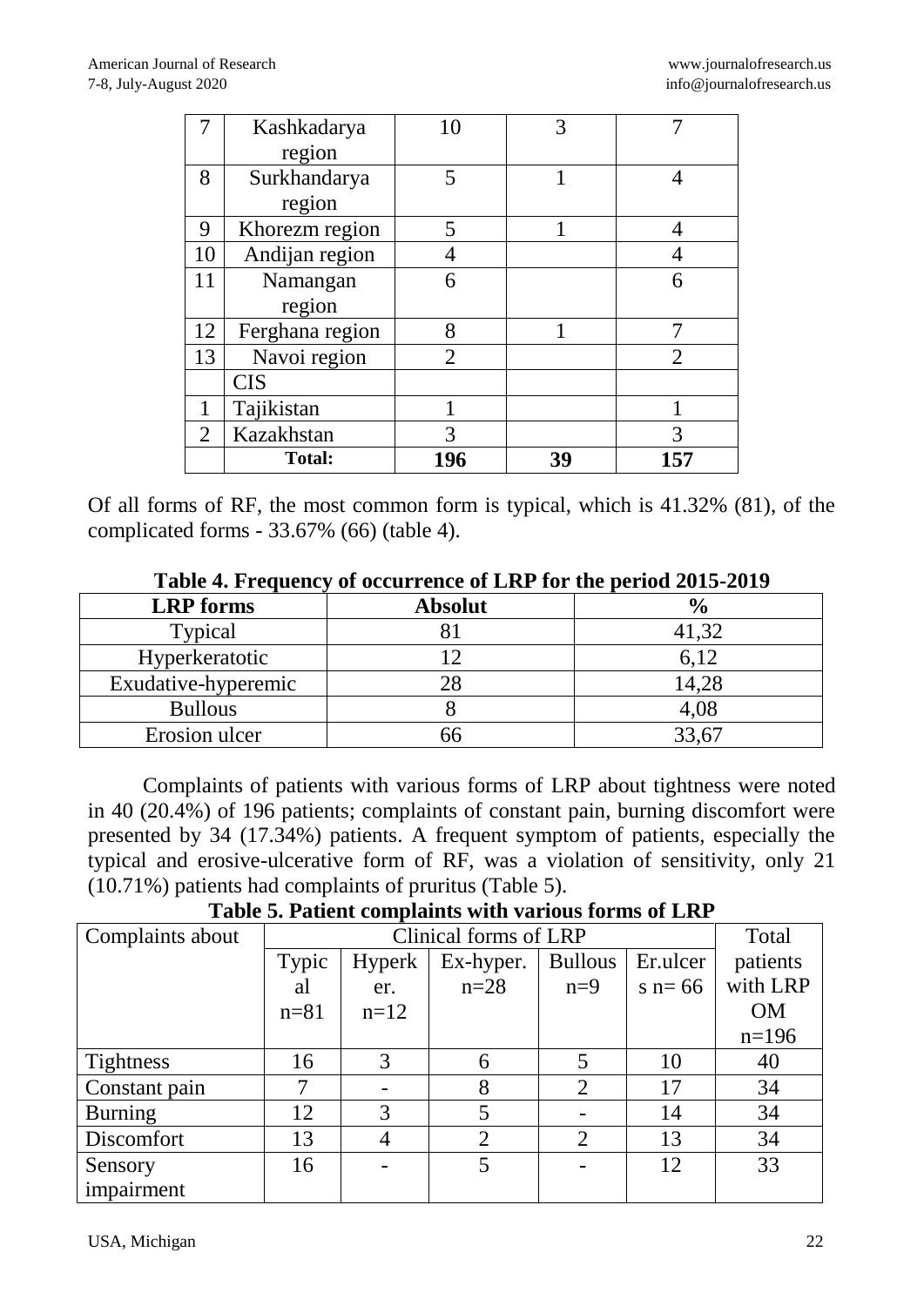| 7 | Kashkadarya region | 10 | 3 | 7 |
|---|---|---|---|---|
| 8 | Surkhandarya region | 5 | 1 | 4 |
| 9 | Khorezm region | 5 | 1 | 4 |
| 10 | Andijan region | 4 | | 4 |
| 11 | Namangan region | 6 | | 6 |
| 12 | Ferghana region | 8 | 1 | 7 |
| 13 | Navoi region | 2 | | 2 |
| | CIS | | | |
| 1 | Tajikistan | 1 | | 1 |
| 2 | Kazakhstan | 3 | | 3 |
| | **Total:** | **196** | **39** | **157** |

Of all forms of RF, the most common form is typical, which is 41.32% (81), of the complicated forms - 33.67% (66) (table 4).

**Table 4. Frequency of occurrence of LRP for the period 2015-2019**

| **LRP forms** | **Absolut** | **%** |
|---|---|---|
| Typical | 81 | 41,32 |
| Hyperkeratotic | 12 | 6,12 |
| Exudative-hyperemic | 28 | 14,28 |
| Bullous | 8 | 4,08 |
| Erosion ulcer | 66 | 33,67 |

Complaints of patients with various forms of LRP about tightness were noted in 40 (20.4%) of 196 patients; complaints of constant pain, burning discomfort were presented by 34 (17.34%) patients. A frequent symptom of patients, especially the typical and erosive-ulcerative form of RF, was a violation of sensitivity, only 21 (10.71%) patients had complaints of pruritus (Table 5).

**Table 5. Patient complaints with various forms of LRP**

| Complaints about | Clinical forms of LRP | | | | | Total patients with LRP OM n=196 |
|---|---|---|---|---|---|---|
| | Typical n=81 | Hyperker. n=12 | Ex-hyper. n=28 | Bullous n=9 | Er.ulcers n= 66 | |
| Tightness | 16 | 3 | 6 | 5 | 10 | 40 |
| Constant pain | 7 | - | 8 | 2 | 17 | 34 |
| Burning | 12 | 3 | 5 | - | 14 | 34 |
| Discomfort | 13 | 4 | 2 | 2 | 13 | 34 |
| Sensory impairment | 16 | - | 5 | - | 12 | 33 |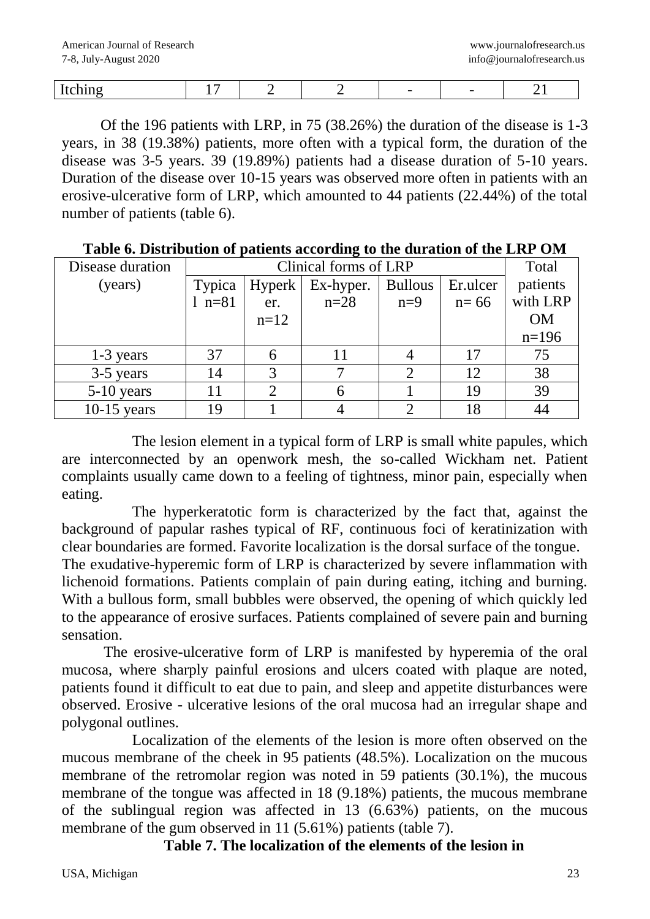| Itching | 17 | 2 | 2 | - | - | 21 |
|---|---|---|---|---|---|---|

Of the 196 patients with LRP, in 75 (38.26%) the duration of the disease is 1-3 years, in 38 (19.38%) patients, more often with a typical form, the duration of the disease was 3-5 years. 39 (19.89%) patients had a disease duration of 5-10 years. Duration of the disease over 10-15 years was observed more often in patients with an erosive-ulcerative form of LRP, which amounted to 44 patients (22.44%) of the total number of patients (table 6).

**Table 6. Distribution of patients according to the duration of the LRP OM**

| Disease duration (years) | Clinical forms of LRP | | | | | Total patients with LRP OM n=196 |
|---|---|---|---|---|---|---|
| | Typical n=81 | Hyperker. n=12 | Ex-hyper. n=28 | Bullous n=9 | Er.ulcer n= 66 | |
| 1-3 years | 37 | 6 | 11 | 4 | 17 | 75 |
| 3-5 years | 14 | 3 | 7 | 2 | 12 | 38 |
| 5-10 years | 11 | 2 | 6 | 1 | 19 | 39 |
| 10-15 years | 19 | 1 | 4 | 2 | 18 | 44 |

The lesion element in a typical form of LRP is small white papules, which are interconnected by an openwork mesh, the so-called Wickham net. Patient complaints usually came down to a feeling of tightness, minor pain, especially when eating.

The hyperkeratotic form is characterized by the fact that, against the background of papular rashes typical of RF, continuous foci of keratinization with clear boundaries are formed. Favorite localization is the dorsal surface of the tongue.
The exudative-hyperemic form of LRP is characterized by severe inflammation with lichenoid formations. Patients complain of pain during eating, itching and burning. With a bullous form, small bubbles were observed, the opening of which quickly led to the appearance of erosive surfaces. Patients complained of severe pain and burning sensation.

The erosive-ulcerative form of LRP is manifested by hyperemia of the oral mucosa, where sharply painful erosions and ulcers coated with plaque are noted, patients found it difficult to eat due to pain, and sleep and appetite disturbances were observed. Erosive - ulcerative lesions of the oral mucosa had an irregular shape and polygonal outlines.

Localization of the elements of the lesion is more often observed on the mucous membrane of the cheek in 95 patients (48.5%). Localization on the mucous membrane of the retromolar region was noted in 59 patients (30.1%), the mucous membrane of the tongue was affected in 18 (9.18%) patients, the mucous membrane of the sublingual region was affected in 13 (6.63%) patients, on the mucous membrane of the gum observed in 11 (5.61%) patients (table 7).

**Table 7. The localization of the elements of the lesion in**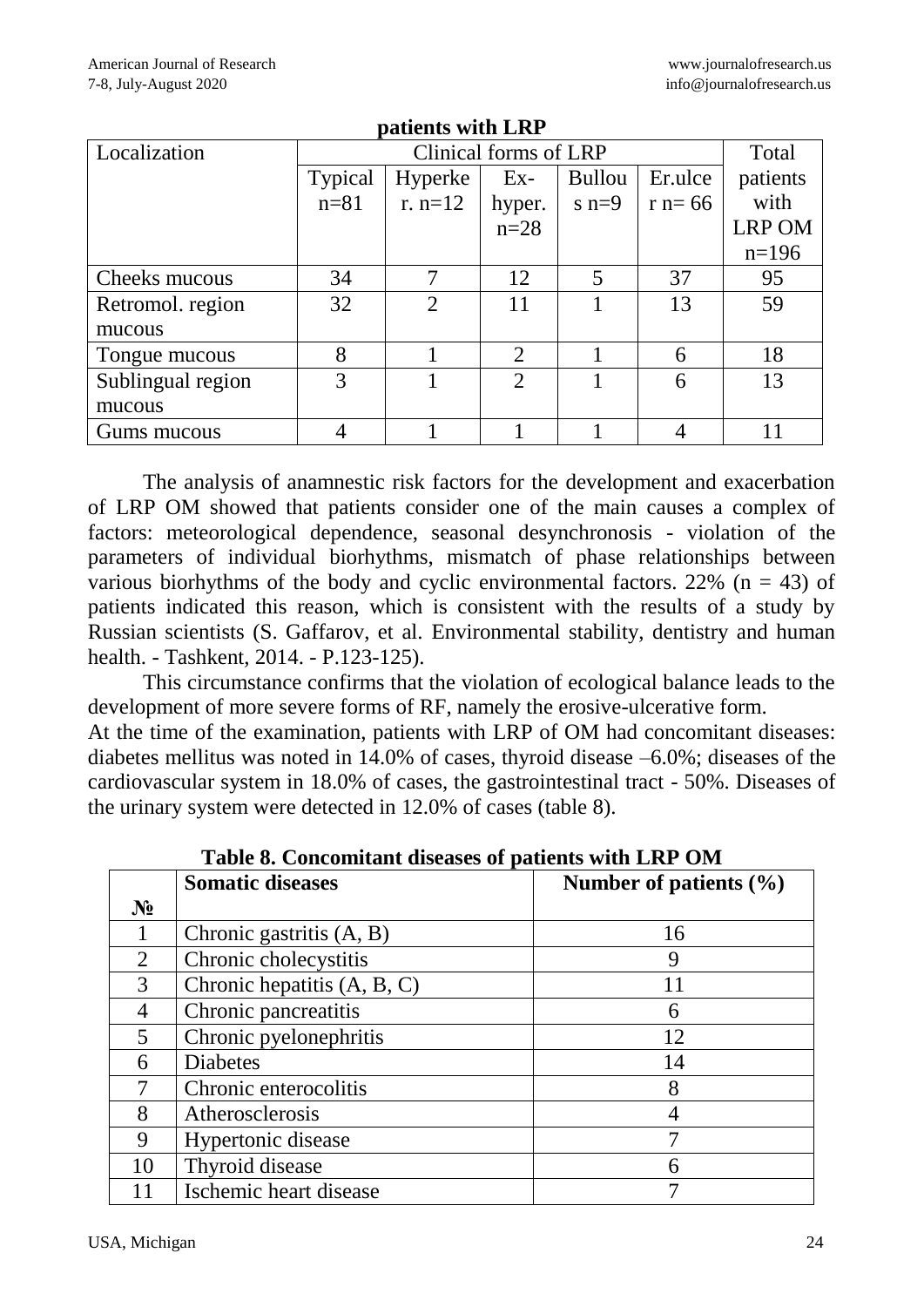**patients with LRP**

| Localization | Clinical forms of LRP | | | | | Total patients with LRP OM n=196 |
|---|---|---|---|---|---|---|
| | Typical n=81 | Hyperker. n=12 | Ex-hyper. n=28 | Bullous n=9 | Er.ulcer n= 66 | |
| Cheeks mucous | 34 | 7 | 12 | 5 | 37 | 95 |
| Retromol. region mucous | 32 | 2 | 11 | 1 | 13 | 59 |
| Tongue mucous | 8 | 1 | 2 | 1 | 6 | 18 |
| Sublingual region mucous | 3 | 1 | 2 | 1 | 6 | 13 |
| Gums mucous | 4 | 1 | 1 | 1 | 4 | 11 |

The analysis of anamnestic risk factors for the development and exacerbation of LRP OM showed that patients consider one of the main causes a complex of factors: meteorological dependence, seasonal desynchronosis - violation of the parameters of individual biorhythms, mismatch of phase relationships between various biorhythms of the body and cyclic environmental factors. 22% (n = 43) of patients indicated this reason, which is consistent with the results of a study by Russian scientists (S. Gaffarov, et al. Environmental stability, dentistry and human health. - Tashkent, 2014. - P.123-125).

This circumstance confirms that the violation of ecological balance leads to the development of more severe forms of RF, namely the erosive-ulcerative form.

At the time of the examination, patients with LRP of OM had concomitant diseases: diabetes mellitus was noted in 14.0% of cases, thyroid disease –6.0%; diseases of the cardiovascular system in 18.0% of cases, the gastrointestinal tract - 50%. Diseases of the urinary system were detected in 12.0% of cases (table 8).

**Table 8. Concomitant diseases of patients with LRP OM**

| № | Somatic diseases | Number of patients (%) |
|---|---|---|
| 1 | Chronic gastritis (A, B) | 16 |
| 2 | Chronic cholecystitis | 9 |
| 3 | Chronic hepatitis (A, B, C) | 11 |
| 4 | Chronic pancreatitis | 6 |
| 5 | Chronic pyelonephritis | 12 |
| 6 | Diabetes | 14 |
| 7 | Chronic enterocolitis | 8 |
| 8 | Atherosclerosis | 4 |
| 9 | Hypertonic disease | 7 |
| 10 | Thyroid disease | 6 |
| 11 | Ischemic heart disease | 7 |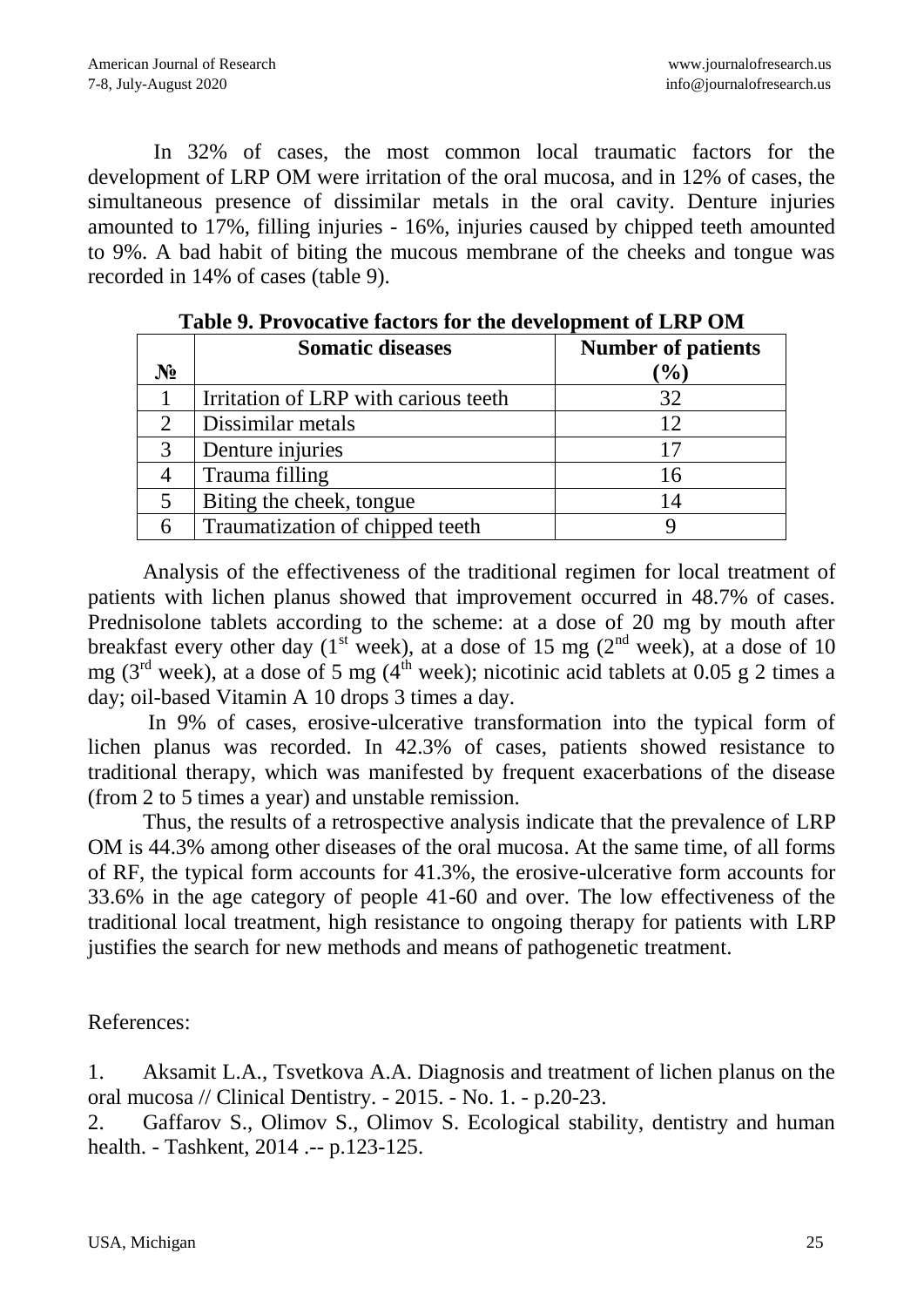In 32% of cases, the most common local traumatic factors for the development of LRP OM were irritation of the oral mucosa, and in 12% of cases, the simultaneous presence of dissimilar metals in the oral cavity. Denture injuries amounted to 17%, filling injuries - 16%, injuries caused by chipped teeth amounted to 9%. A bad habit of biting the mucous membrane of the cheeks and tongue was recorded in 14% of cases (table 9).

**Table 9. Provocative factors for the development of LRP OM**

| № | Somatic diseases | Number of patients (%) |
|---|---|---|
| 1 | Irritation of LRP with carious teeth | 32 |
| 2 | Dissimilar metals | 12 |
| 3 | Denture injuries | 17 |
| 4 | Trauma filling | 16 |
| 5 | Biting the cheek, tongue | 14 |
| 6 | Traumatization of chipped teeth | 9 |

Analysis of the effectiveness of the traditional regimen for local treatment of patients with lichen planus showed that improvement occurred in 48.7% of cases. Prednisolone tablets according to the scheme: at a dose of 20 mg by mouth after breakfast every other day (1st week), at a dose of 15 mg (2nd week), at a dose of 10 mg (3rd week), at a dose of 5 mg (4th week); nicotinic acid tablets at 0.05 g 2 times a day; oil-based Vitamin A 10 drops 3 times a day.

In 9% of cases, erosive-ulcerative transformation into the typical form of lichen planus was recorded. In 42.3% of cases, patients showed resistance to traditional therapy, which was manifested by frequent exacerbations of the disease (from 2 to 5 times a year) and unstable remission.

Thus, the results of a retrospective analysis indicate that the prevalence of LRP OM is 44.3% among other diseases of the oral mucosa. At the same time, of all forms of RF, the typical form accounts for 41.3%, the erosive-ulcerative form accounts for 33.6% in the age category of people 41-60 and over. The low effectiveness of the traditional local treatment, high resistance to ongoing therapy for patients with LRP justifies the search for new methods and means of pathogenetic treatment.

References:

1. Aksamit L.A., Tsvetkova A.A. Diagnosis and treatment of lichen planus on the oral mucosa // Clinical Dentistry. - 2015. - No. 1. - p.20-23.
2. Gaffarov S., Olimov S., Olimov S. Ecological stability, dentistry and human health. - Tashkent, 2014 .-- p.123-125.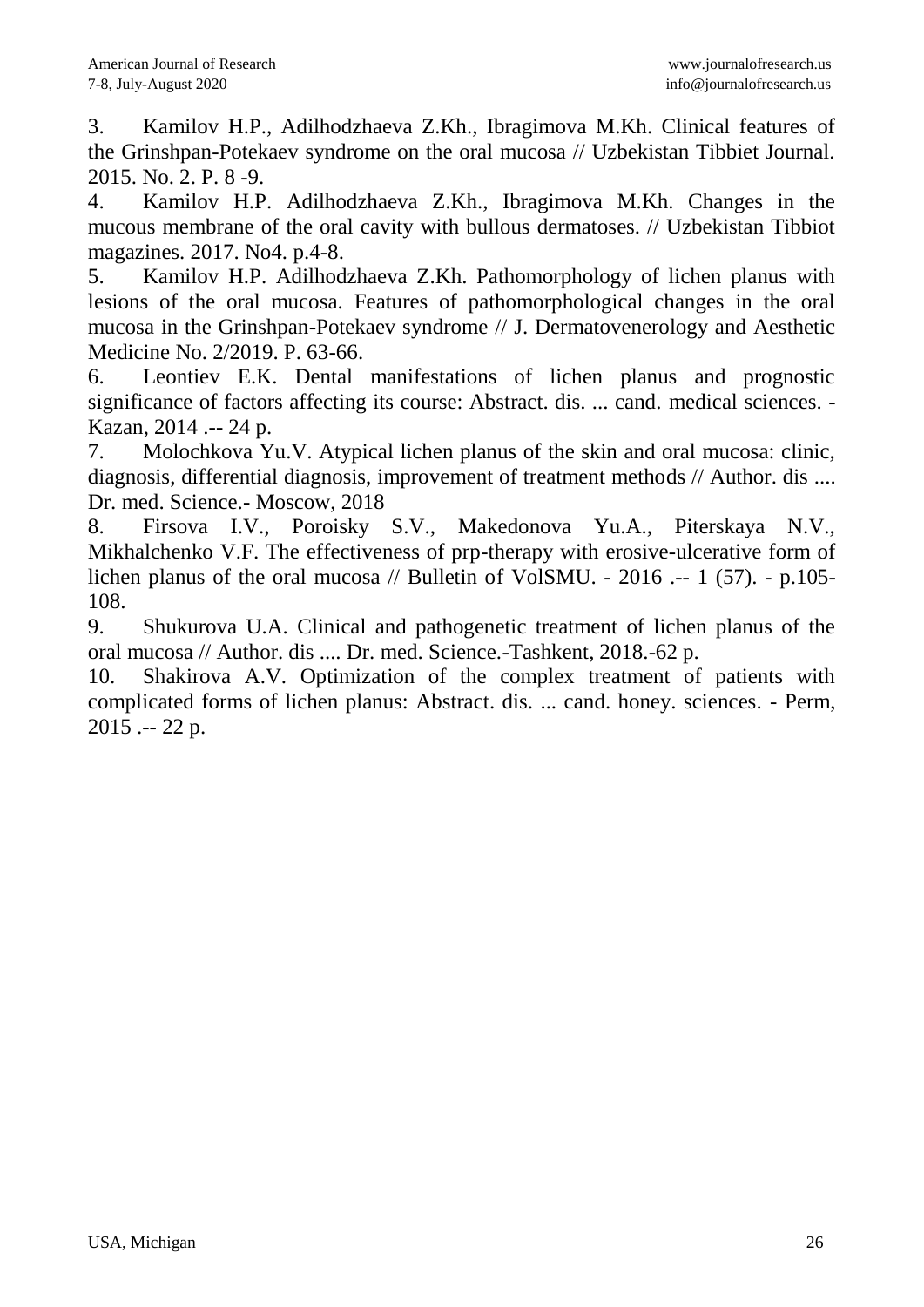3. Kamilov H.P., Adilhodzhaeva Z.Kh., Ibragimova M.Kh. Clinical features of the Grinshpan-Potekaev syndrome on the oral mucosa // Uzbekistan Tibbiet Journal. 2015. No. 2. P. 8 -9.
4. Kamilov H.P. Adilhodzhaeva Z.Kh., Ibragimova M.Kh. Changes in the mucous membrane of the oral cavity with bullous dermatoses. // Uzbekistan Tibbiot magazines. 2017. No4. p.4-8.
5. Kamilov H.P. Adilhodzhaeva Z.Kh. Pathomorphology of lichen planus with lesions of the oral mucosa. Features of pathomorphological changes in the oral mucosa in the Grinshpan-Potekaev syndrome // J. Dermatovenerology and Aesthetic Medicine No. 2/2019. P. 63-66.
6. Leontiev E.K. Dental manifestations of lichen planus and prognostic significance of factors affecting its course: Abstract. dis. ... cand. medical sciences. - Kazan, 2014 .-- 24 p.
7. Molochkova Yu.V. Atypical lichen planus of the skin and oral mucosa: clinic, diagnosis, differential diagnosis, improvement of treatment methods // Author. dis .... Dr. med. Science.- Moscow, 2018
8. Firsova I.V., Poroisky S.V., Makedonova Yu.A., Piterskaya N.V., Mikhalchenko V.F. The effectiveness of prp-therapy with erosive-ulcerative form of lichen planus of the oral mucosa // Bulletin of VolSMU. - 2016 .-- 1 (57). - p.105-108.
9. Shukurova U.A. Clinical and pathogenetic treatment of lichen planus of the oral mucosa // Author. dis .... Dr. med. Science.-Tashkent, 2018.-62 p.
10. Shakirova A.V. Optimization of the complex treatment of patients with complicated forms of lichen planus: Abstract. dis. ... cand. honey. sciences. - Perm, 2015 .-- 22 p.